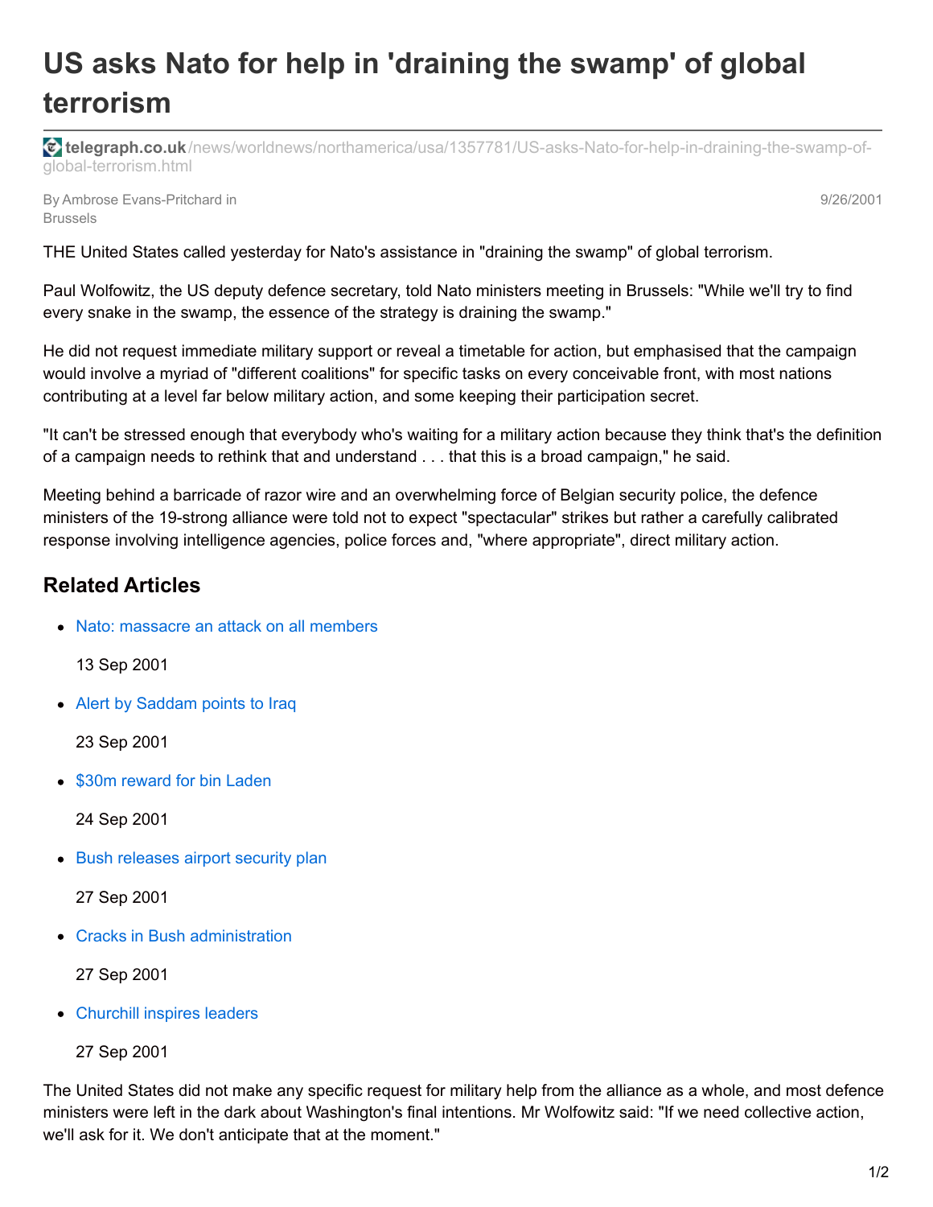# US asks Nato for help in 'draining the swamp' of global terrorism

**telegraph.co.uk**/news/worldnews/northamerica/usa/1357781/US-asks-Nato-for-help-in-draining-the-swamp-of-global-terrorism.html

By Ambrose Evans-Pritchard in Brussels

9/26/2001

THE United States called yesterday for Nato's assistance in "draining the swamp" of global terrorism.

Paul Wolfowitz, the US deputy defence secretary, told Nato ministers meeting in Brussels: "While we'll try to find every snake in the swamp, the essence of the strategy is draining the swamp."

He did not request immediate military support or reveal a timetable for action, but emphasised that the campaign would involve a myriad of "different coalitions" for specific tasks on every conceivable front, with most nations contributing at a level far below military action, and some keeping their participation secret.

"It can't be stressed enough that everybody who's waiting for a military action because they think that's the definition of a campaign needs to rethink that and understand . . . that this is a broad campaign," he said.

Meeting behind a barricade of razor wire and an overwhelming force of Belgian security police, the defence ministers of the 19-strong alliance were told not to expect "spectacular" strikes but rather a carefully calibrated response involving intelligence agencies, police forces and, "where appropriate", direct military action.

## Related Articles

- Nato: massacre an attack on all members

  13 Sep 2001

- Alert by Saddam points to Iraq

  23 Sep 2001

- $30m reward for bin Laden

  24 Sep 2001

- Bush releases airport security plan

  27 Sep 2001

- Cracks in Bush administration

  27 Sep 2001

- Churchill inspires leaders

  27 Sep 2001

The United States did not make any specific request for military help from the alliance as a whole, and most defence ministers were left in the dark about Washington's final intentions. Mr Wolfowitz said: "If we need collective action, we'll ask for it. We don't anticipate that at the moment."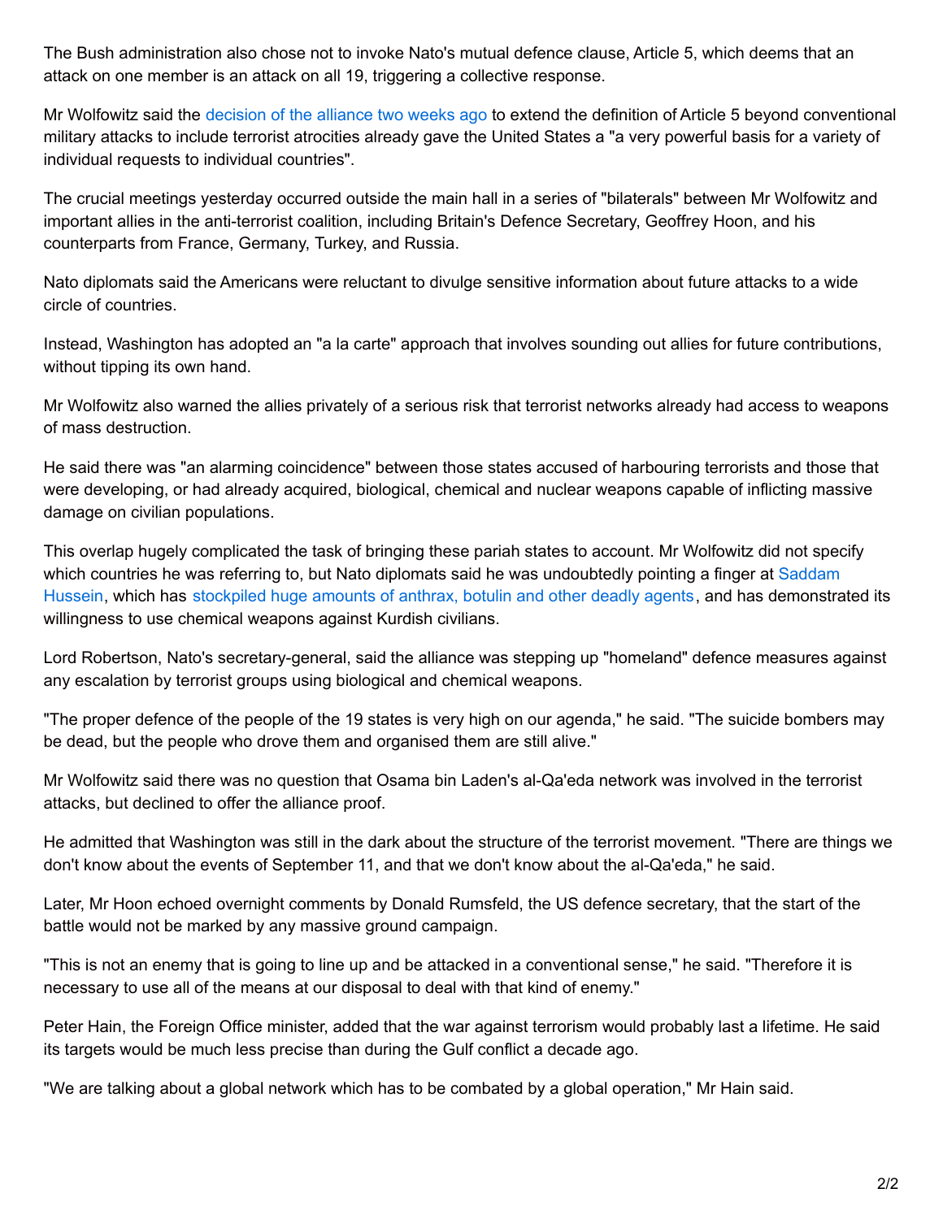The Bush administration also chose not to invoke Nato's mutual defence clause, Article 5, which deems that an attack on one member is an attack on all 19, triggering a collective response.

Mr Wolfowitz said the decision of the alliance two weeks ago to extend the definition of Article 5 beyond conventional military attacks to include terrorist atrocities already gave the United States a "a very powerful basis for a variety of individual requests to individual countries".

The crucial meetings yesterday occurred outside the main hall in a series of "bilaterals" between Mr Wolfowitz and important allies in the anti-terrorist coalition, including Britain's Defence Secretary, Geoffrey Hoon, and his counterparts from France, Germany, Turkey, and Russia.

Nato diplomats said the Americans were reluctant to divulge sensitive information about future attacks to a wide circle of countries.

Instead, Washington has adopted an "a la carte" approach that involves sounding out allies for future contributions, without tipping its own hand.

Mr Wolfowitz also warned the allies privately of a serious risk that terrorist networks already had access to weapons of mass destruction.

He said there was "an alarming coincidence" between those states accused of harbouring terrorists and those that were developing, or had already acquired, biological, chemical and nuclear weapons capable of inflicting massive damage on civilian populations.

This overlap hugely complicated the task of bringing these pariah states to account. Mr Wolfowitz did not specify which countries he was referring to, but Nato diplomats said he was undoubtedly pointing a finger at Saddam Hussein, which has stockpiled huge amounts of anthrax, botulin and other deadly agents, and has demonstrated its willingness to use chemical weapons against Kurdish civilians.

Lord Robertson, Nato's secretary-general, said the alliance was stepping up "homeland" defence measures against any escalation by terrorist groups using biological and chemical weapons.

"The proper defence of the people of the 19 states is very high on our agenda," he said. "The suicide bombers may be dead, but the people who drove them and organised them are still alive."

Mr Wolfowitz said there was no question that Osama bin Laden's al-Qa'eda network was involved in the terrorist attacks, but declined to offer the alliance proof.

He admitted that Washington was still in the dark about the structure of the terrorist movement. "There are things we don't know about the events of September 11, and that we don't know about the al-Qa'eda," he said.

Later, Mr Hoon echoed overnight comments by Donald Rumsfeld, the US defence secretary, that the start of the battle would not be marked by any massive ground campaign.

"This is not an enemy that is going to line up and be attacked in a conventional sense," he said. "Therefore it is necessary to use all of the means at our disposal to deal with that kind of enemy."

Peter Hain, the Foreign Office minister, added that the war against terrorism would probably last a lifetime. He said its targets would be much less precise than during the Gulf conflict a decade ago.

"We are talking about a global network which has to be combated by a global operation," Mr Hain said.